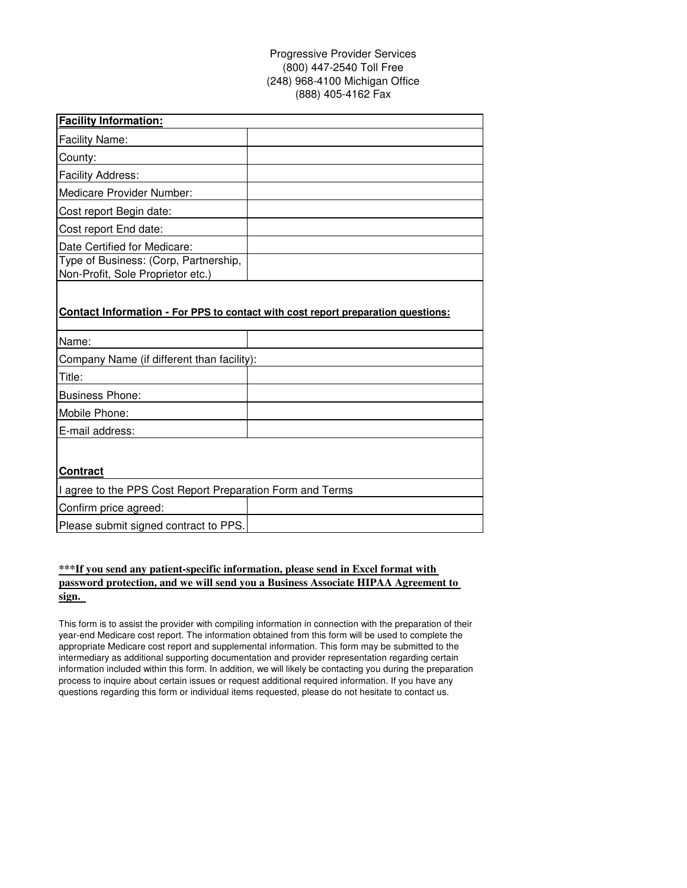Progressive Provider Services
(800) 447-2540 Toll Free
(248) 968-4100 Michigan Office
(888) 405-4162 Fax

| **Facility Information:** | |
|---|---|
| Facility Name: | |
| County: | |
| Facility Address: | |
| Medicare Provider Number: | |
| Cost report Begin date: | |
| Cost report End date: | |
| Date Certified for Medicare: | |
| Type of Business: (Corp, Partnership, Non-Profit, Sole Proprietor etc.) | |
| **Contact Information - For PPS to contact with cost report preparation questions:** | |
| Name: | |
| Company Name (if different than facility): | |
| Title: | |
| Business Phone: | |
| Mobile Phone: | |
| E-mail address: | |
| **Contract** | |
| I agree to the PPS Cost Report Preparation Form and Terms | |
| Confirm price agreed: | |
| Please submit signed contract to PPS. | |

**\*\*\*If you send any patient-specific information, please send in Excel format with password protection, and we will send you a Business Associate HIPAA Agreement to sign.**

This form is to assist the provider with compiling information in connection with the preparation of their year-end Medicare cost report. The information obtained from this form will be used to complete the appropriate Medicare cost report and supplemental information. This form may be submitted to the intermediary as additional supporting documentation and provider representation regarding certain information included within this form. In addition, we will likely be contacting you during the preparation process to inquire about certain issues or request additional required information. If you have any questions regarding this form or individual items requested, please do not hesitate to contact us.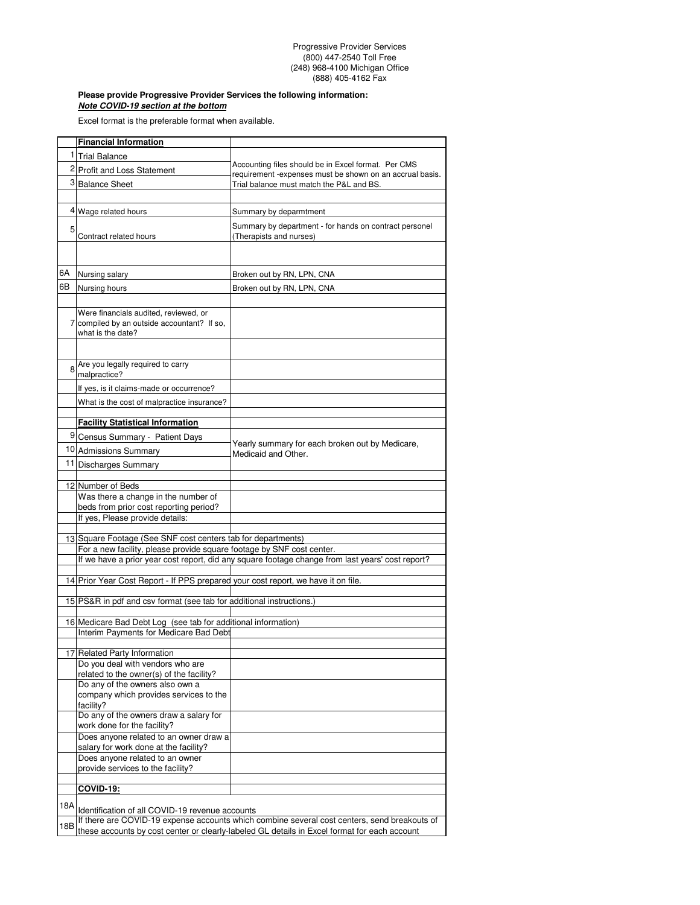Progressive Provider Services
(800) 447-2540 Toll Free
(248) 968-4100 Michigan Office
(888) 405-4162 Fax

**Please provide Progressive Provider Services the following information:**
***Note COVID-19 section at the bottom***

Excel format is the preferable format when available.

| | | |
|---|---|---|
| | **Financial Information** | |
| 1 | Trial Balance | Accounting files should be in Excel format. Per CMS requirement -expenses must be shown on an accrual basis. Trial balance must match the P&L and BS. |
| 2 | Profit and Loss Statement | |
| 3 | Balance Sheet | |
| | | |
| 4 | Wage related hours | Summary by deparmtment |
| 5 | Contract related hours | Summary by department - for hands on contract personel (Therapists and nurses) |
| | | |
| 6A | Nursing salary | Broken out by RN, LPN, CNA |
| 6B | Nursing hours | Broken out by RN, LPN, CNA |
| | | |
| 7 | Were financials audited, reviewed, or compiled by an outside accountant? If so, what is the date? | |
| | | |
| 8 | Are you legally required to carry malpractice? | |
| | If yes, is it claims-made or occurrence? | |
| | What is the cost of malpractice insurance? | |
| | | |
| | **Facility Statistical Information** | |
| 9 | Census Summary - Patient Days | Yearly summary for each broken out by Medicare, Medicaid and Other. |
| 10 | Admissions Summary | |
| 11 | Discharges Summary | |
| | | |
| 12 | Number of Beds | |
| | Was there a change in the number of beds from prior cost reporting period? | |
| | If yes, Please provide details: | |
| | | |
| 13 | Square Footage (See SNF cost centers tab for departments) | |
| | For a new facility, please provide square footage by SNF cost center. | |
| | If we have a prior year cost report, did any square footage change from last years' cost report? | |
| | | |
| 14 | Prior Year Cost Report - If PPS prepared your cost report, we have it on file. | |
| | | |
| 15 | PS&R in pdf and csv format (see tab for additional instructions.) | |
| | | |
| 16 | Medicare Bad Debt Log (see tab for additional information) | |
| | Interim Payments for Medicare Bad Debt | |
| | | |
| 17 | Related Party Information | |
| | Do you deal with vendors who are related to the owner(s) of the facility? | |
| | Do any of the owners also own a company which provides services to the facility? | |
| | Do any of the owners draw a salary for work done for the facility? | |
| | Does anyone related to an owner draw a salary for work done at the facility? | |
| | Does anyone related to an owner provide services to the facility? | |
| | | |
| | **COVID-19:** | |
| 18A | Identification of all COVID-19 revenue accounts | |
| 18B | If there are COVID-19 expense accounts which combine several cost centers, send breakouts of these accounts by cost center or clearly-labeled GL details in Excel format for each account | |